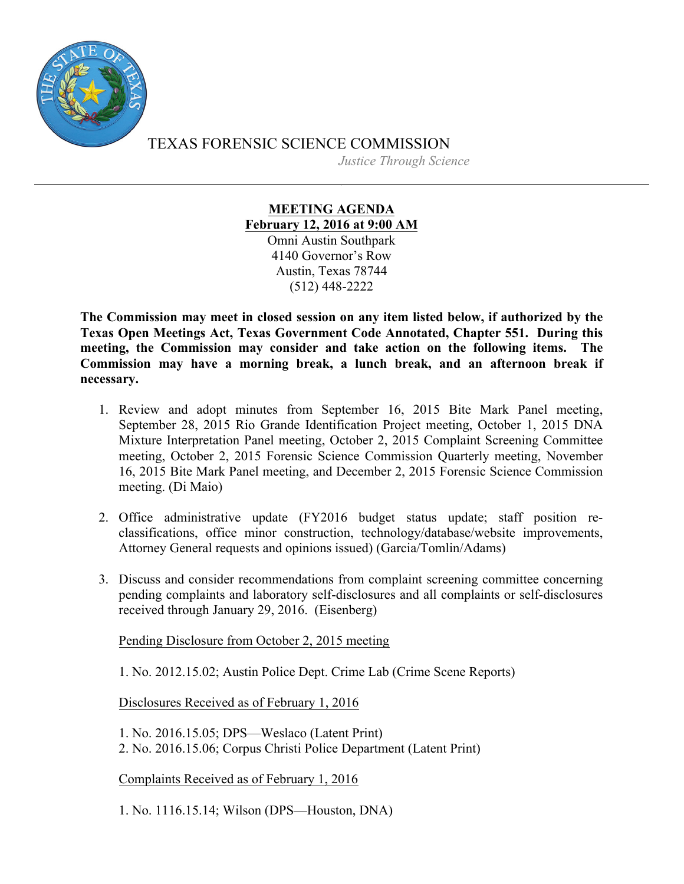# TEXAS FORENSIC SCIENCE COMMISSION

*Justice Through Science*

---

**MEETING AGENDA**
**February 12, 2016 at 9:00 AM**
Omni Austin Southpark
4140 Governor's Row
Austin, Texas 78744
(512) 448-2222

**The Commission may meet in closed session on any item listed below, if authorized by the Texas Open Meetings Act, Texas Government Code Annotated, Chapter 551. During this meeting, the Commission may consider and take action on the following items. The Commission may have a morning break, a lunch break, and an afternoon break if necessary.**

1. Review and adopt minutes from September 16, 2015 Bite Mark Panel meeting, September 28, 2015 Rio Grande Identification Project meeting, October 1, 2015 DNA Mixture Interpretation Panel meeting, October 2, 2015 Complaint Screening Committee meeting, October 2, 2015 Forensic Science Commission Quarterly meeting, November 16, 2015 Bite Mark Panel meeting, and December 2, 2015 Forensic Science Commission meeting. (Di Maio)

2. Office administrative update (FY2016 budget status update; staff position re-classifications, office minor construction, technology/database/website improvements, Attorney General requests and opinions issued) (Garcia/Tomlin/Adams)

3. Discuss and consider recommendations from complaint screening committee concerning pending complaints and laboratory self-disclosures and all complaints or self-disclosures received through January 29, 2016. (Eisenberg)

   Pending Disclosure from October 2, 2015 meeting

   1. No. 2012.15.02; Austin Police Dept. Crime Lab (Crime Scene Reports)

   Disclosures Received as of February 1, 2016

   1. No. 2016.15.05; DPS—Weslaco (Latent Print)
   2. No. 2016.15.06; Corpus Christi Police Department (Latent Print)

   Complaints Received as of February 1, 2016

   1. No. 1116.15.14; Wilson (DPS—Houston, DNA)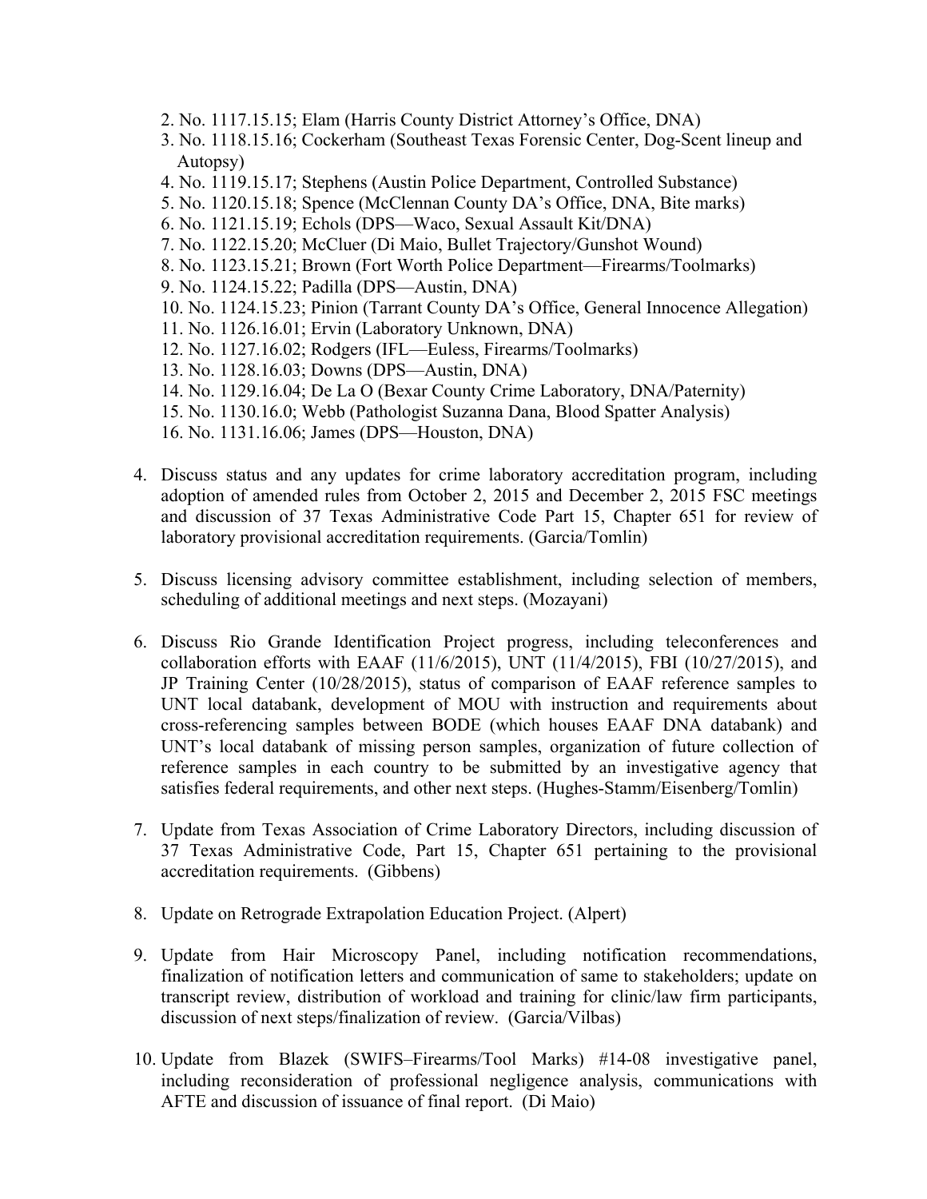2. No. 1117.15.15; Elam (Harris County District Attorney's Office, DNA)
3. No. 1118.15.16; Cockerham (Southeast Texas Forensic Center, Dog-Scent lineup and Autopsy)
4. No. 1119.15.17; Stephens (Austin Police Department, Controlled Substance)
5. No. 1120.15.18; Spence (McClennan County DA's Office, DNA, Bite marks)
6. No. 1121.15.19; Echols (DPS—Waco, Sexual Assault Kit/DNA)
7. No. 1122.15.20; McCluer (Di Maio, Bullet Trajectory/Gunshot Wound)
8. No. 1123.15.21; Brown (Fort Worth Police Department—Firearms/Toolmarks)
9. No. 1124.15.22; Padilla (DPS—Austin, DNA)
10. No. 1124.15.23; Pinion (Tarrant County DA's Office, General Innocence Allegation)
11. No. 1126.16.01; Ervin (Laboratory Unknown, DNA)
12. No. 1127.16.02; Rodgers (IFL—Euless, Firearms/Toolmarks)
13. No. 1128.16.03; Downs (DPS—Austin, DNA)
14. No. 1129.16.04; De La O (Bexar County Crime Laboratory, DNA/Paternity)
15. No. 1130.16.0; Webb (Pathologist Suzanna Dana, Blood Spatter Analysis)
16. No. 1131.16.06; James (DPS—Houston, DNA)

4. Discuss status and any updates for crime laboratory accreditation program, including adoption of amended rules from October 2, 2015 and December 2, 2015 FSC meetings and discussion of 37 Texas Administrative Code Part 15, Chapter 651 for review of laboratory provisional accreditation requirements. (Garcia/Tomlin)

5. Discuss licensing advisory committee establishment, including selection of members, scheduling of additional meetings and next steps. (Mozayani)

6. Discuss Rio Grande Identification Project progress, including teleconferences and collaboration efforts with EAAF (11/6/2015), UNT (11/4/2015), FBI (10/27/2015), and JP Training Center (10/28/2015), status of comparison of EAAF reference samples to UNT local databank, development of MOU with instruction and requirements about cross-referencing samples between BODE (which houses EAAF DNA databank) and UNT's local databank of missing person samples, organization of future collection of reference samples in each country to be submitted by an investigative agency that satisfies federal requirements, and other next steps. (Hughes-Stamm/Eisenberg/Tomlin)

7. Update from Texas Association of Crime Laboratory Directors, including discussion of 37 Texas Administrative Code, Part 15, Chapter 651 pertaining to the provisional accreditation requirements. (Gibbens)

8. Update on Retrograde Extrapolation Education Project. (Alpert)

9. Update from Hair Microscopy Panel, including notification recommendations, finalization of notification letters and communication of same to stakeholders; update on transcript review, distribution of workload and training for clinic/law firm participants, discussion of next steps/finalization of review. (Garcia/Vilbas)

10. Update from Blazek (SWIFS–Firearms/Tool Marks) #14-08 investigative panel, including reconsideration of professional negligence analysis, communications with AFTE and discussion of issuance of final report. (Di Maio)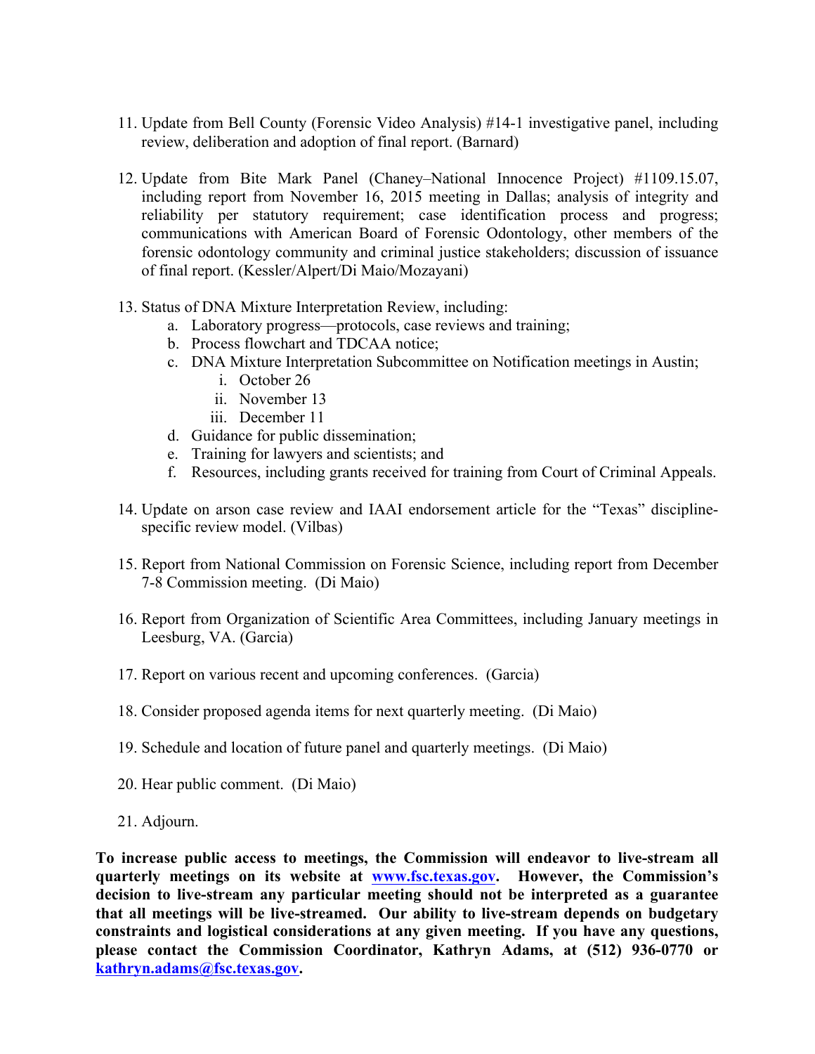11. Update from Bell County (Forensic Video Analysis) #14-1 investigative panel, including review, deliberation and adoption of final report. (Barnard)

12. Update from Bite Mark Panel (Chaney–National Innocence Project) #1109.15.07, including report from November 16, 2015 meeting in Dallas; analysis of integrity and reliability per statutory requirement; case identification process and progress; communications with American Board of Forensic Odontology, other members of the forensic odontology community and criminal justice stakeholders; discussion of issuance of final report. (Kessler/Alpert/Di Maio/Mozayani)

13. Status of DNA Mixture Interpretation Review, including:
    a. Laboratory progress—protocols, case reviews and training;
    b. Process flowchart and TDCAA notice;
    c. DNA Mixture Interpretation Subcommittee on Notification meetings in Austin;
        i. October 26
        ii. November 13
        iii. December 11
    d. Guidance for public dissemination;
    e. Training for lawyers and scientists; and
    f. Resources, including grants received for training from Court of Criminal Appeals.

14. Update on arson case review and IAAI endorsement article for the "Texas" discipline-specific review model. (Vilbas)

15. Report from National Commission on Forensic Science, including report from December 7-8 Commission meeting. (Di Maio)

16. Report from Organization of Scientific Area Committees, including January meetings in Leesburg, VA. (Garcia)

17. Report on various recent and upcoming conferences. (Garcia)

18. Consider proposed agenda items for next quarterly meeting. (Di Maio)

19. Schedule and location of future panel and quarterly meetings. (Di Maio)

20. Hear public comment. (Di Maio)

21. Adjourn.

**To increase public access to meetings, the Commission will endeavor to live-stream all quarterly meetings on its website at [www.fsc.texas.gov](http://www.fsc.texas.gov). However, the Commission's decision to live-stream any particular meeting should not be interpreted as a guarantee that all meetings will be live-streamed. Our ability to live-stream depends on budgetary constraints and logistical considerations at any given meeting. If you have any questions, please contact the Commission Coordinator, Kathryn Adams, at (512) 936-0770 or [kathryn.adams@fsc.texas.gov](mailto:kathryn.adams@fsc.texas.gov).**